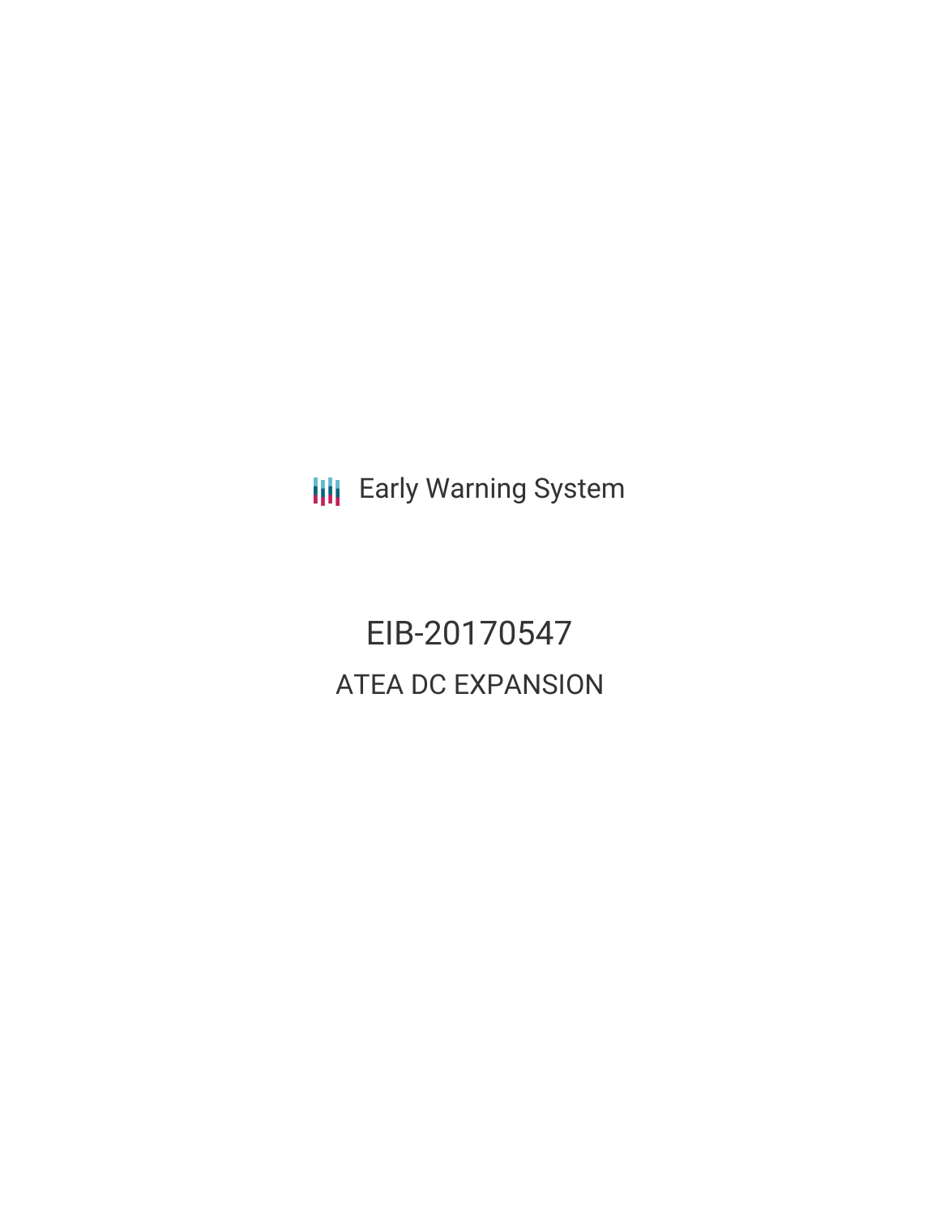Early Warning System

# EIB-20170547

## ATEA DC EXPANSION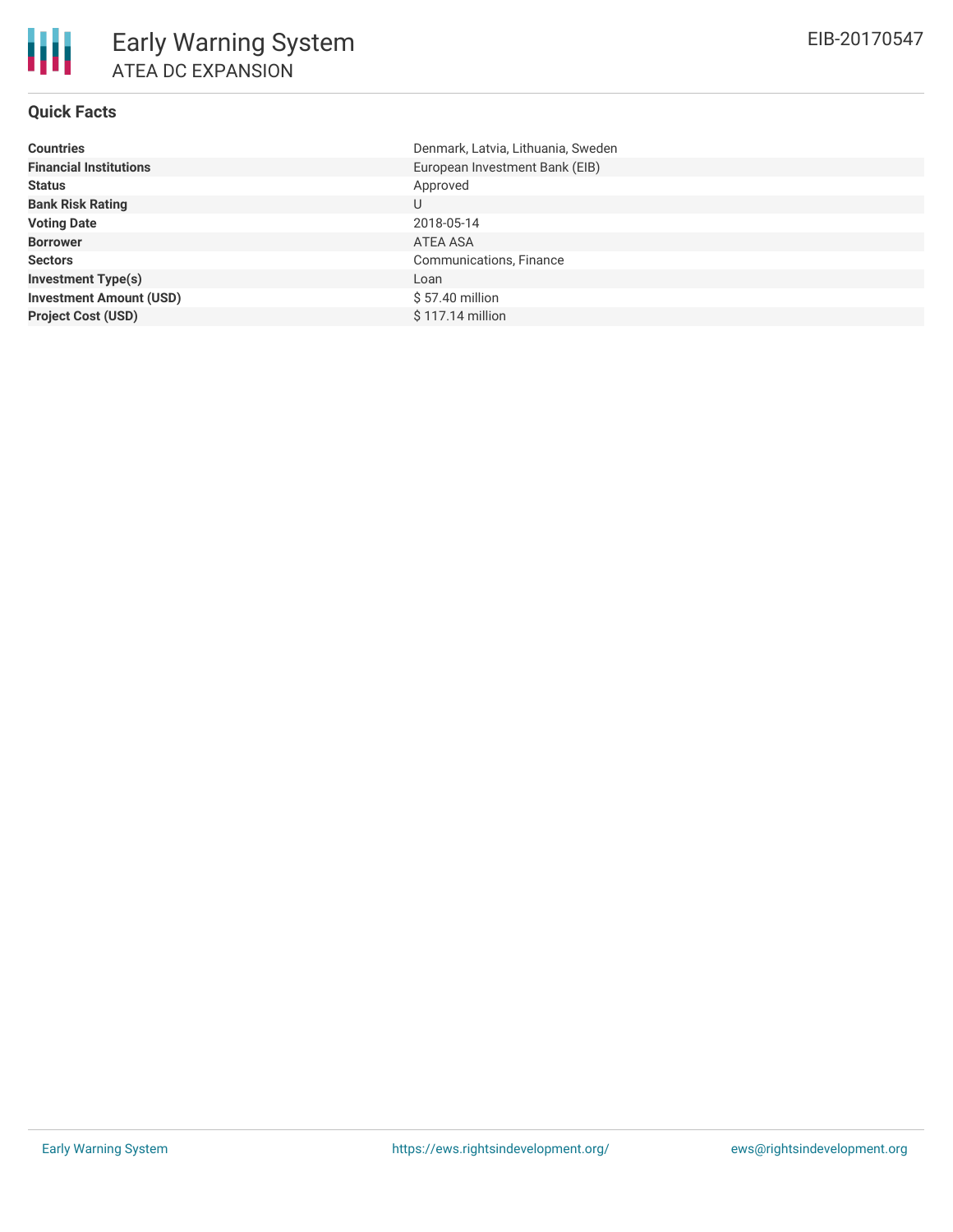# Early Warning System

## ATEA DC EXPANSION

EIB-20170547

### Quick Facts

| | |
|---|---|
| **Countries** | Denmark, Latvia, Lithuania, Sweden |
| **Financial Institutions** | European Investment Bank (EIB) |
| **Status** | Approved |
| **Bank Risk Rating** | U |
| **Voting Date** | 2018-05-14 |
| **Borrower** | ATEA ASA |
| **Sectors** | Communications, Finance |
| **Investment Type(s)** | Loan |
| **Investment Amount (USD)** | $ 57.40 million |
| **Project Cost (USD)** | $ 117.14 million |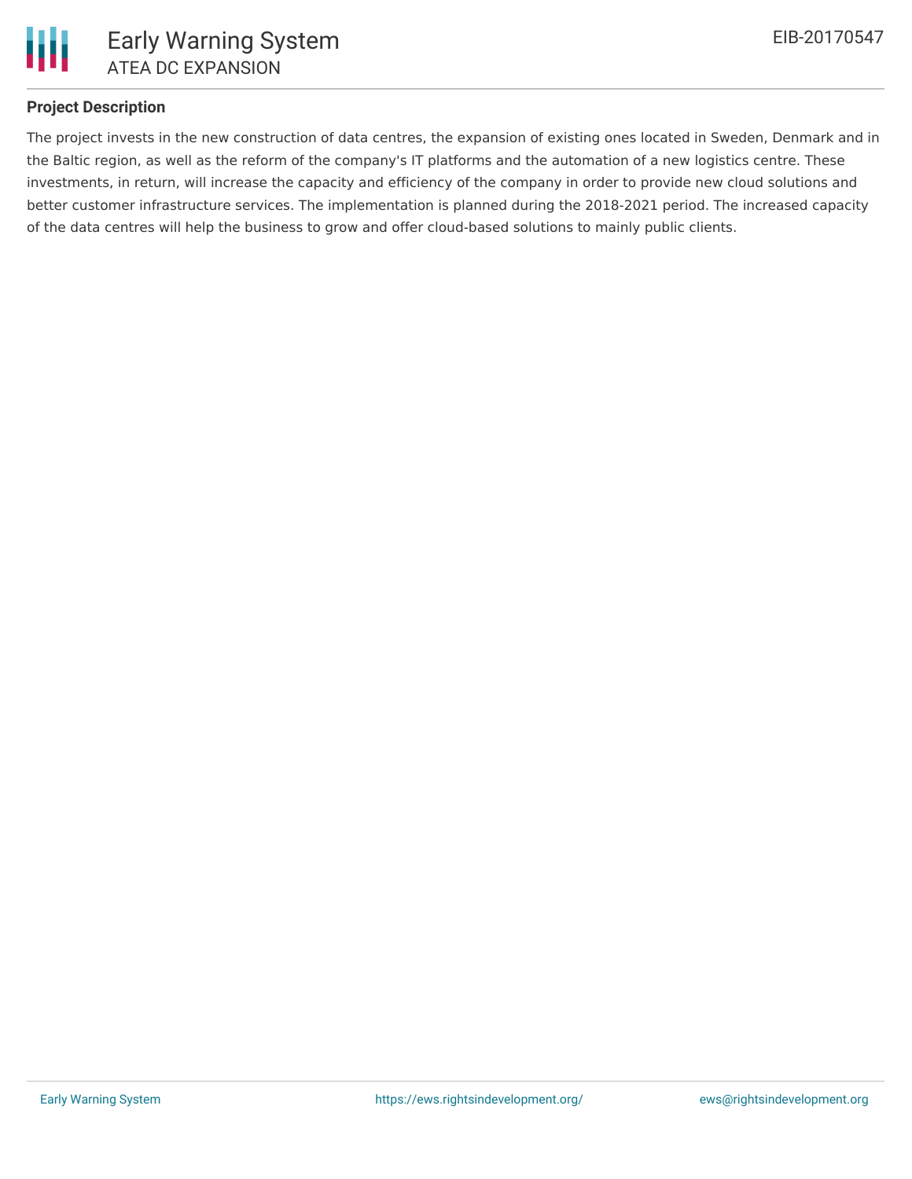## Project Description

The project invests in the new construction of data centres, the expansion of existing ones located in Sweden, Denmark and in the Baltic region, as well as the reform of the company's IT platforms and the automation of a new logistics centre. These investments, in return, will increase the capacity and efficiency of the company in order to provide new cloud solutions and better customer infrastructure services. The implementation is planned during the 2018-2021 period. The increased capacity of the data centres will help the business to grow and offer cloud-based solutions to mainly public clients.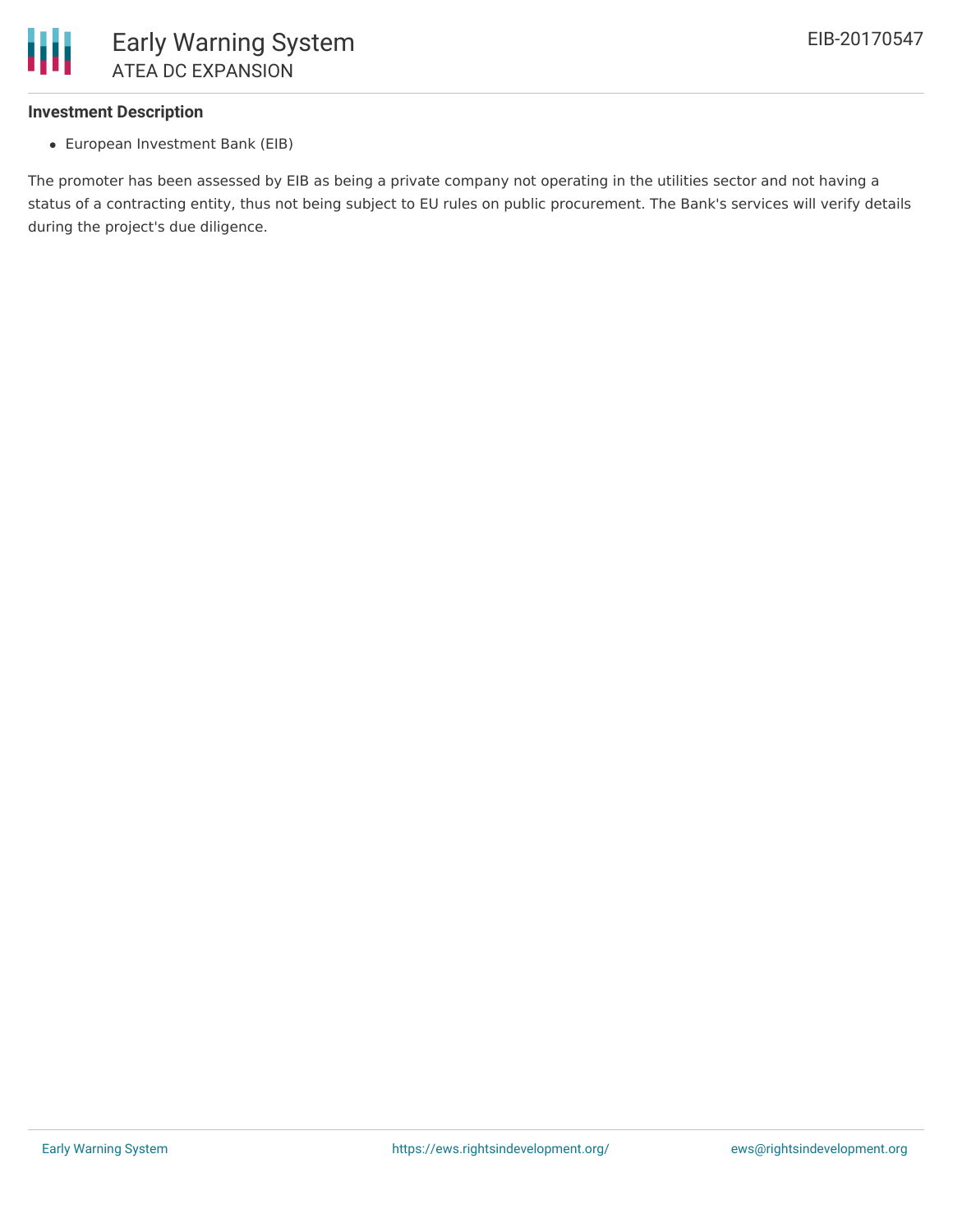### Investment Description

- European Investment Bank (EIB)

The promoter has been assessed by EIB as being a private company not operating in the utilities sector and not having a status of a contracting entity, thus not being subject to EU rules on public procurement. The Bank's services will verify details during the project's due diligence.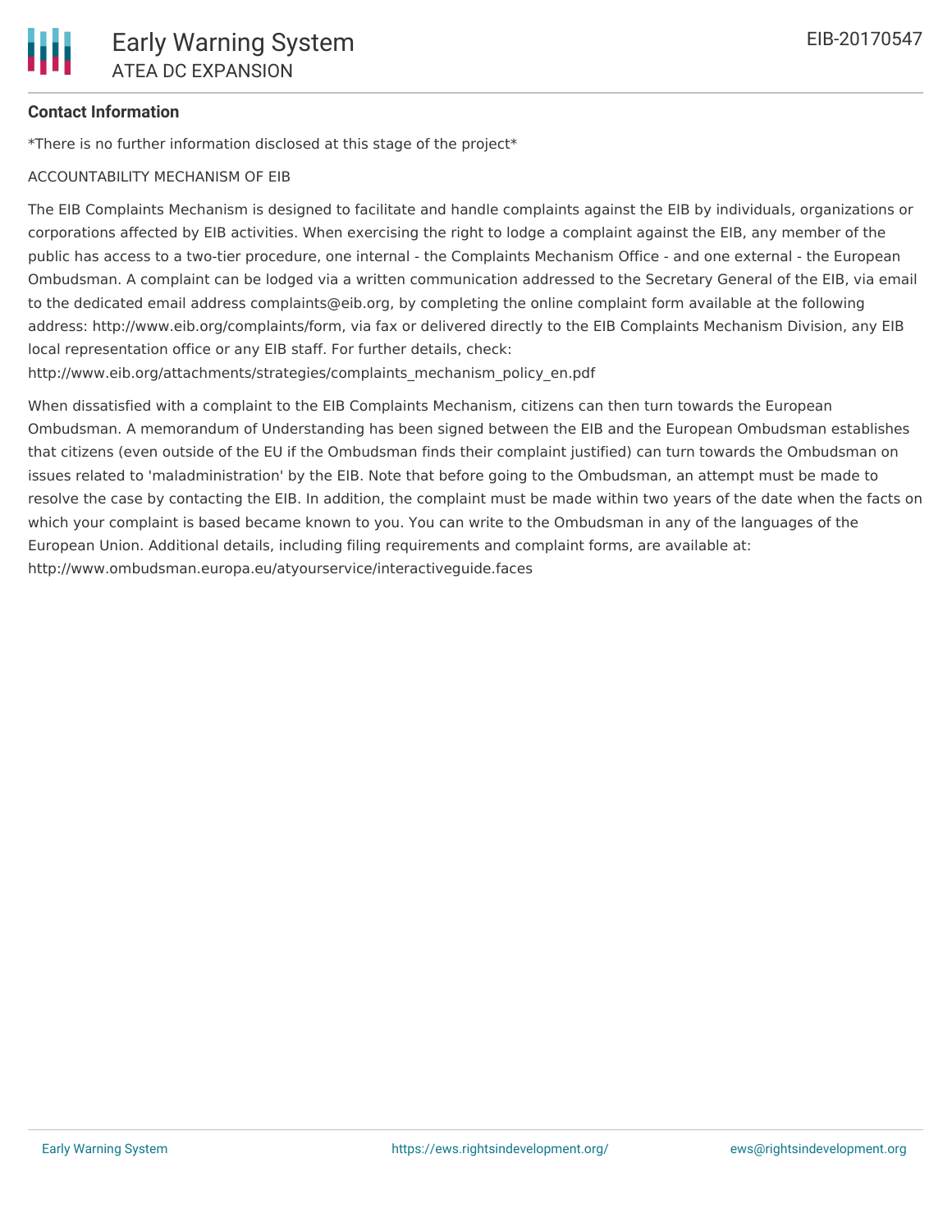**Contact Information**

*There is no further information disclosed at this stage of the project*

ACCOUNTABILITY MECHANISM OF EIB

The EIB Complaints Mechanism is designed to facilitate and handle complaints against the EIB by individuals, organizations or corporations affected by EIB activities. When exercising the right to lodge a complaint against the EIB, any member of the public has access to a two-tier procedure, one internal - the Complaints Mechanism Office - and one external - the European Ombudsman. A complaint can be lodged via a written communication addressed to the Secretary General of the EIB, via email to the dedicated email address complaints@eib.org, by completing the online complaint form available at the following address: http://www.eib.org/complaints/form, via fax or delivered directly to the EIB Complaints Mechanism Division, any EIB local representation office or any EIB staff. For further details, check: http://www.eib.org/attachments/strategies/complaints_mechanism_policy_en.pdf

When dissatisfied with a complaint to the EIB Complaints Mechanism, citizens can then turn towards the European Ombudsman. A memorandum of Understanding has been signed between the EIB and the European Ombudsman establishes that citizens (even outside of the EU if the Ombudsman finds their complaint justified) can turn towards the Ombudsman on issues related to 'maladministration' by the EIB. Note that before going to the Ombudsman, an attempt must be made to resolve the case by contacting the EIB. In addition, the complaint must be made within two years of the date when the facts on which your complaint is based became known to you. You can write to the Ombudsman in any of the languages of the European Union. Additional details, including filing requirements and complaint forms, are available at: http://www.ombudsman.europa.eu/atyourservice/interactiveguide.faces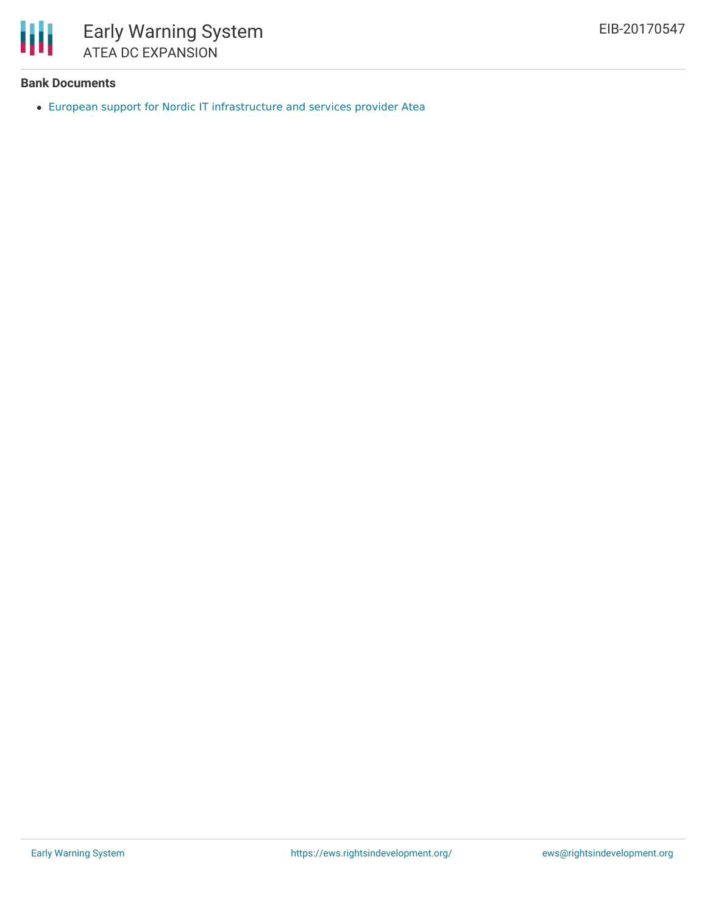**Bank Documents**

- European support for Nordic IT infrastructure and services provider Atea